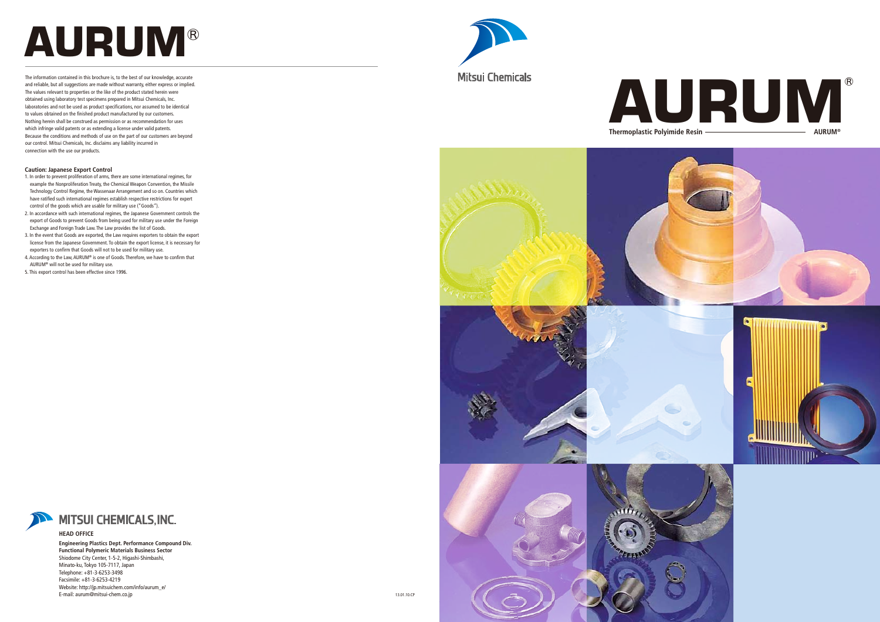# AURUM®

The information contained in this brochure is, to the best of our knowledge, accurate and reliable, but all suggestions are made without warranty, either express or implied. The values relevant to properties or the like of the product stated herein were obtained using laboratory test specimens prepared in Mitsui Chemicals, Inc. laboratories and not be used as product specifications, nor assumed to be identical to values obtained on the finished product manufactured by our customers. Nothing herein shall be construed as permission or as recommendation for uses which infringe valid patents or as extending a license under valid patents. Because the conditions and methods of use on the part of our customers are beyond our control. Mitsui Chemicals, Inc. disclaims any liability incurred in connection with the use our products.

**Caution: Japanese Export Control**

1. In order to prevent proliferation of arms, there are some international regimes, for example the Nonproliferation Treaty, the Chemical Weapon Convention, the Missile Technology Control Regime, the Wassenaar Arrangement and so on. Countries which have ratified such international regimes establish respective restrictions for expert control of the goods which are usable for military use ("Goods").
2. In accordance with such international regimes, the Japanese Government controls the export of Goods to prevent Goods from being used for military use under the Foreign Exchange and Foreign Trade Law. The Law provides the list of Goods.
3. In the event that Goods are exported, the Law requires exporters to obtain the export license from the Japanese Government. To obtain the export license, it is necessary for exporters to confirm that Goods will not to be used for military use.
4. According to the Law, AURUM® is one of Goods. Therefore, we have to confirm that AURUM® will not be used for military use.
5. This export control has been effective since 1996.

**MITSUI CHEMICALS, INC.**

**HEAD OFFICE**

**Engineering Plastics Dept. Performance Compound Div.**
**Functional Polymeric Materials Business Sector**
Shiodome City Center, 1-5-2, Higashi-Shimbashi,
Minato-ku, Tokyo 105-7117, Japan
Telephone: +81-3-6253-3498
Facsimile: +81-3-6253-4219
Website: http://jp.mitsuichem.com/info/aurum_e/
E-mail: aurum@mitsui-chem.co.jp

13.01.10.CP

Mitsui Chemicals

# AURUM®

**Thermoplastic Polyimide Resin** — **AURUM®**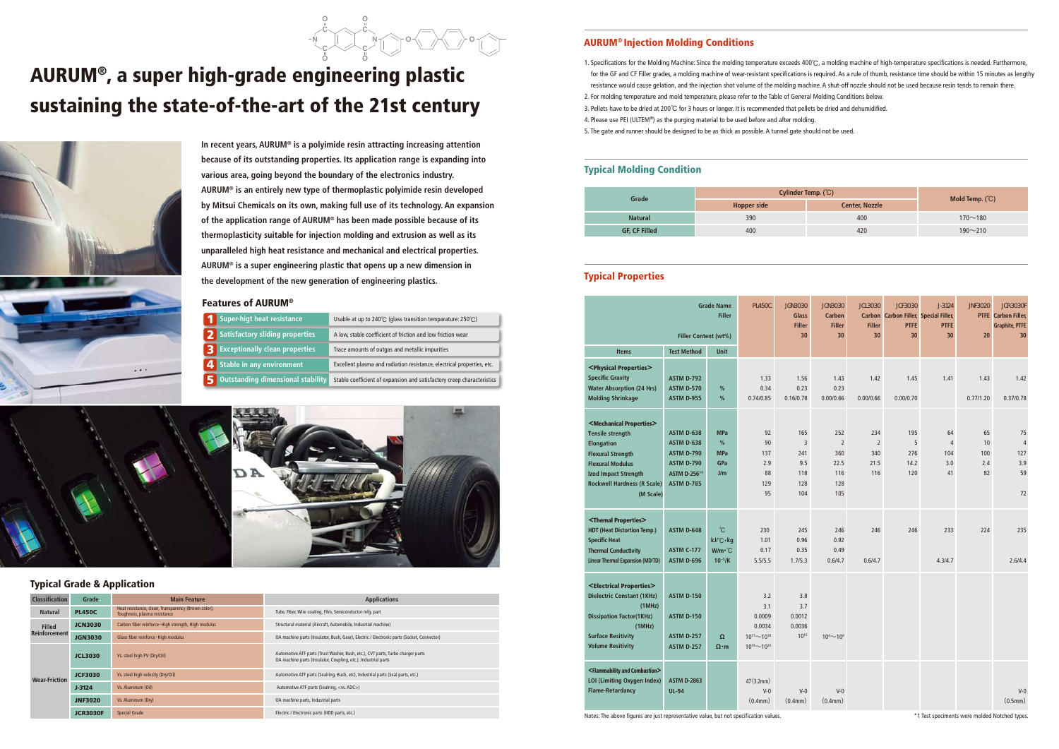# AURUM®, a super high-grade engineering plastic sustaining the state-of-the-art of the 21st century

**In recent years, AURUM® is a polyimide resin attracting increasing attention because of its outstanding properties. Its application range is expanding into various area, going beyond the boundary of the electronics industry. AURUM® is an entirely new type of thermoplastic polyimide resin developed by Mitsui Chemicals on its own, making full use of its technology. An expansion of the application range of AURUM® has been made possible because of its thermoplasticity suitable for injection molding and extrusion as well as its unparalleled high heat resistance and mechanical and electrical properties. AURUM® is a super engineering plastic that opens up a new dimension in the development of the new generation of engineering plastics.**

## Features of AURUM®

| | Feature | Description |
|---|---|---|
| 1 | Super-higt heat resistance | Usable at up to 240℃ (glass transition temparature: 250℃) |
| 2 | Satisfactory sliding properties | A low, stable coefficient of friction and low friction wear |
| 3 | Exceptionally clean properties | Trace amounts of outgas and metallic impurities |
| 4 | Stable in any environment | Excellent plasma and radiation resistance, electrical properties, etc. |
| 5 | Outstanding dimensional stability | Stable coefficient of expansion and satisfactory creep characteristics |

## Typical Grade & Application

| Classification | Grade | Main Feature | Applications |
|---|---|---|---|
| Natural | PL450C | Heat resistance, clean, Transparency (Brown color), Toughness, plasma resistance | Tube, Fiber, Wire coating, Film, Semiconductor mfg. part |
| Filled Reinforcement | JCN3030 | Carbon fiber reinforce・High strength, High modulus | Structural material (Aircraft, Automobile, Indusrtial machine) |
| | JGN3030 | Glass fiber reinforce・High modulus | OA machine parts (Insulator, Bush, Gear), Electric / Electronic parts (Socket, Connector) |
| Wear-Friction | JCL3030 | Vs. steel high PV (Dry/Oil) | Automotive ATF parts (Trust Washer, Bush, etc.), CVT parts, Turbo charger parts OA machine parts (Insulator, Coupling, etc.), Industrial parts |
| | JCF3030 | Vs. steel high velocity (Dry/Oil) | Automotive ATF parts (Sealring, Bush, etc), Industrial parts (Seal parts, etc.) |
| | J-3124 | Vs. Aluminum (Oil) | Automotive ATF parts (Sealring, <vs. ADC>) |
| | JNF3020 | Vs. Aluminum (Dry) | OA machine parts, Industrial parts |
| | JCR3030F | Special Grade | Electric / Electronic parts (HDD parts, etc.) |

## AURUM® Injection Molding Conditions

1. Specifications for the Molding Machine: Since the molding temperature exceeds 400℃, a molding machine of high-temperature specifications is needed. Furthermore, for the GF and CF Filler grades, a molding machine of wear-resistant specifications is required. As a rule of thumb, resistance time should be within 15 minutes as lengthy resistance would cause gelation, and the injection shot volume of the molding machine. A shut-off nozzle should not be used because resin tends to remain there.
2. For molding temperature and mold temperature, please refer to the Table of General Molding Conditions below.
3. Pellets have to be dried at 200℃ for 3 hours or longer. It is recommended that pellets be dried and dehumidified.
4. Please use PEI (ULTEM®) as the purging material to be used before and after molding.
5. The gate and runner should be designed to be as thick as possible. A tunnel gate should not be used.

## Typical Molding Condition

| Grade | Cylinder Temp. (℃) | | Mold Temp. (℃) |
|---|---|---|---|
| | Hopper side | Center, Nozzle | |
| Natural | 390 | 400 | 170～180 |
| GF, CF Filled | 400 | 420 | 190～210 |

## Typical Properties

| Items | Test Method | Unit | PL450C | JGN3030 | JCN3030 | JCL3030 | JCF3030 | J-3124 | JNF3020 | JCR3030F |
|---|---|---|---|---|---|---|---|---|---|---|
| Filler | | | | Glass Filler | Carbon Filler | Carbon Filler | Carbon Filler, PTFE | Special Filler, PTFE | PTFE | Carbon Filler, Graphite, PTFE |
| Filler Content (wt%) | | | | 30 | 30 | 30 | 30 | 30 | 20 | 30 |
| **<Physical Properties>** | | | | | | | | | | |
| Specific Gravity | ASTM D-792 | | 1.33 | 1.56 | 1.43 | 1.42 | 1.45 | 1.41 | 1.43 | 1.42 |
| Water Absorption (24 Hrs) | ASTM D-570 | % | 0.34 | 0.23 | 0.23 | | | | | |
| Molding Shrinkage | ASTM D-955 | % | 0.74/0.85 | 0.16/0.78 | 0.00/0.66 | 0.00/0.66 | 0.00/0.70 | | 0.77/1.20 | 0.37/0.78 |
| **<Mechanical Properties>** | | | | | | | | | | |
| Tensile strength | ASTM D-638 | MPa | 92 | 165 | 252 | 234 | 195 | 64 | 65 | 75 |
| Elongation | ASTM D-638 | % | 90 | 3 | 2 | 2 | 5 | 4 | 10 | 4 |
| Flexural Strength | ASTM D-790 | MPa | 137 | 241 | 360 | 340 | 276 | 104 | 100 | 127 |
| Flexural Modulus | ASTM D-790 | GPa | 2.9 | 9.5 | 22.5 | 21.5 | 14.2 | 3.0 | 2.4 | 3.9 |
| Izod Impact Strength | ASTM D-256[*1] | J/m | 88 | 118 | 116 | 116 | 120 | 41 | 82 | 59 |
| Rockwell Hardness (R Scale) | ASTM D-785 | | 129 | 128 | 128 | | | | | |
| (M Scale) | | | 95 | 104 | 105 | | | | | 72 |
| **<Themal Properties>** | | | | | | | | | | |
| HDT (Heat Distortion Temp.) | ASTM D-648 | ℃ | 230 | 245 | 246 | 246 | 246 | 233 | 224 | 235 |
| Specific Heat | | kJ/℃・kg | 1.01 | 0.96 | 0.92 | | | | | |
| Thermal Conductivity | ASTM C-177 | W/m・℃ | 0.17 | 0.35 | 0.49 | | | | | |
| Linear Thermal Expansion (MD/TD) | ASTM D-696 | $10^{-5}$/K | 5.5/5.5 | 1.7/5.3 | 0.6/4.7 | 0.6/4.7 | | 4.3/4.7 | | 2.6/4.4 |
| **<Electrical Properties>** | | | | | | | | | | |
| Dielectric Constant (1KHz) | ASTM D-150 | | 3.2 | 3.8 | | | | | | |
| (1MHz) | | | 3.1 | 3.7 | | | | | | |
| Dissipation Factor(1KHz) | ASTM D-150 | | 0.0009 | 0.0012 | | | | | | |
| (1MHz) | | | 0.0034 | 0.0036 | | | | | | |
| Surface Resitivity | ASTM D-257 | Ω | $10^{17}$～$10^{18}$ | $10^{16}$ | $10^{6}$～$10^{8}$ | | | | | |
| Volume Resitivity | ASTM D-257 | Ω・m | $10^{19}$～$10^{20}$ | | | | | | | |
| **<Flammability and Combustion>** | | | | | | | | | | |
| LOI (Limiting Oxygen Index) | ASTM D-2863 | | 47 (3.2mm) | | | | | | | |
| Flame-Retardancy | UL-94 | | V-0 (0.4mm) | V-0 (0.4mm) | V-0 (0.4mm) | | | | | V-0 (0.5mm) |

Notes: The above figures are just representative value, but not specification values.

*1 Test speciments were molded Notched types.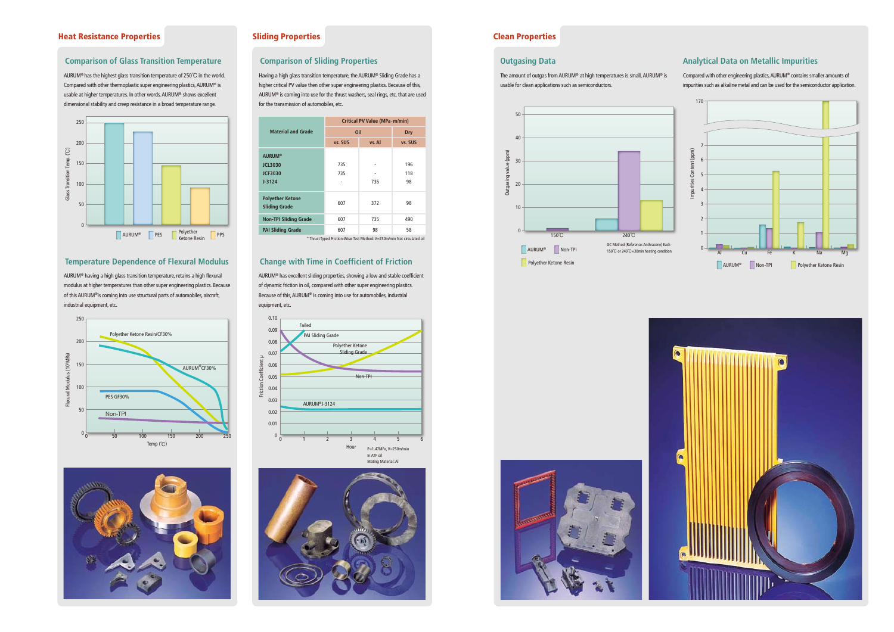## Heat Resistance Properties

### Comparison of Glass Transition Temperature

AURUM® has the highest glass transition temperature of 250℃ in the world. Compared with other thermoplastic super engineering plastics, AURUM® is usable at higher temperatures. In other words, AURUM® shows excellent dimensional stability and creep resistance in a broad temperature range.

Glass Transition Temp. (℃)
250
200
150
100
50
0
AURUM®
PES
Polyether Ketone Resin
PPS

### Temperature Dependence of Flexural Modulus

AURUM® having a high glass transition temperature, retains a high flexural modulus at higher temperatures than other super engineering plastics. Because of this AURUM® is coming into use structural parts of automobiles, aircraft, industrial equipment, etc.

Flexural Modulus (10³MPa)
250
200
150
100
50
0
Polyether Ketone Resin/CF30%
AURUM®CF30%
PES GF30%
Non-TPI
0
50
100
150
200
250
Temp (℃)

## Sliding Properties

### Comparison of Sliding Properties

Having a high glass transition temperature, the AURUM® Sliding Grade has a higher critical PV value then other super engineering plastics. Because of this, AURUM® is coming into use for the thrust washers, seal rings, etc. that are used for the transmission of automobiles, etc.

| Material and Grade | Critical PV Value (MPa·m/min) | | |
|---|---|---|---|
| | Oil | | Dry |
| | vs. SUS | vs. Al | vs. SUS |
| AURUM® JCL3030 | 735 | - | 196 |
| JCF3030 | 735 | - | 118 |
| J-3124 | - | 735 | 98 |
| Polyether Ketone Sliding Grade | 607 | 372 | 98 |
| Non-TPI Sliding Grade | 607 | 735 | 490 |
| PAI Sliding Grade | 607 | 98 | 58 |

\* Thrust Typed Friction-Wear Test Method: V=250m/min Not circulated oil

### Change with Time in Coefficient of Friction

AURUM® has excellent sliding properties, showing a low and stable coefficient of dynamic friction in oil, compared with other super engineering plastics. Because of this, AURUM® is coming into use for automobiles, industrial equipment, etc.

Friction Coefficient μ
0.10
0.09
0.08
0.07
0.06
0.05
0.04
0.03
0.02
0.01
0
Failed
PAI Sliding Grade
Polyether Ketone Sliding Grade
Non-TPI
AURUM®J-3124
0
1
2
3
4
5
6
Hour
P=1.47MPa, V=250m/min
In ATF oil
Mating Material: Al

## Clean Properties

### Outgasing Data

The amount of outgas from AURUM® at high temperatures is small, AURUM® is usable for clean applications such as semiconductors.

Outgasing value (ppm)
50
40
30
20
10
0
150℃
240℃
AURUM®
Non-TPI
Polyether Ketone Resin
GC Method (Reference: Anthracene) Each 150℃ or 240℃×30min heating condition

### Analytical Data on Metallic Impurities

Compared with other engineering plastics, AURUM® contains smaller amounts of impurities such as alkaline metal and can be used for the semiconductor application.

Impurities Content (ppm)
170
7
6
5
4
3
2
1
0
Al
Cu
Fe
K
Na
Mg
AURUM®
Non-TPI
Polyether Ketone Resin